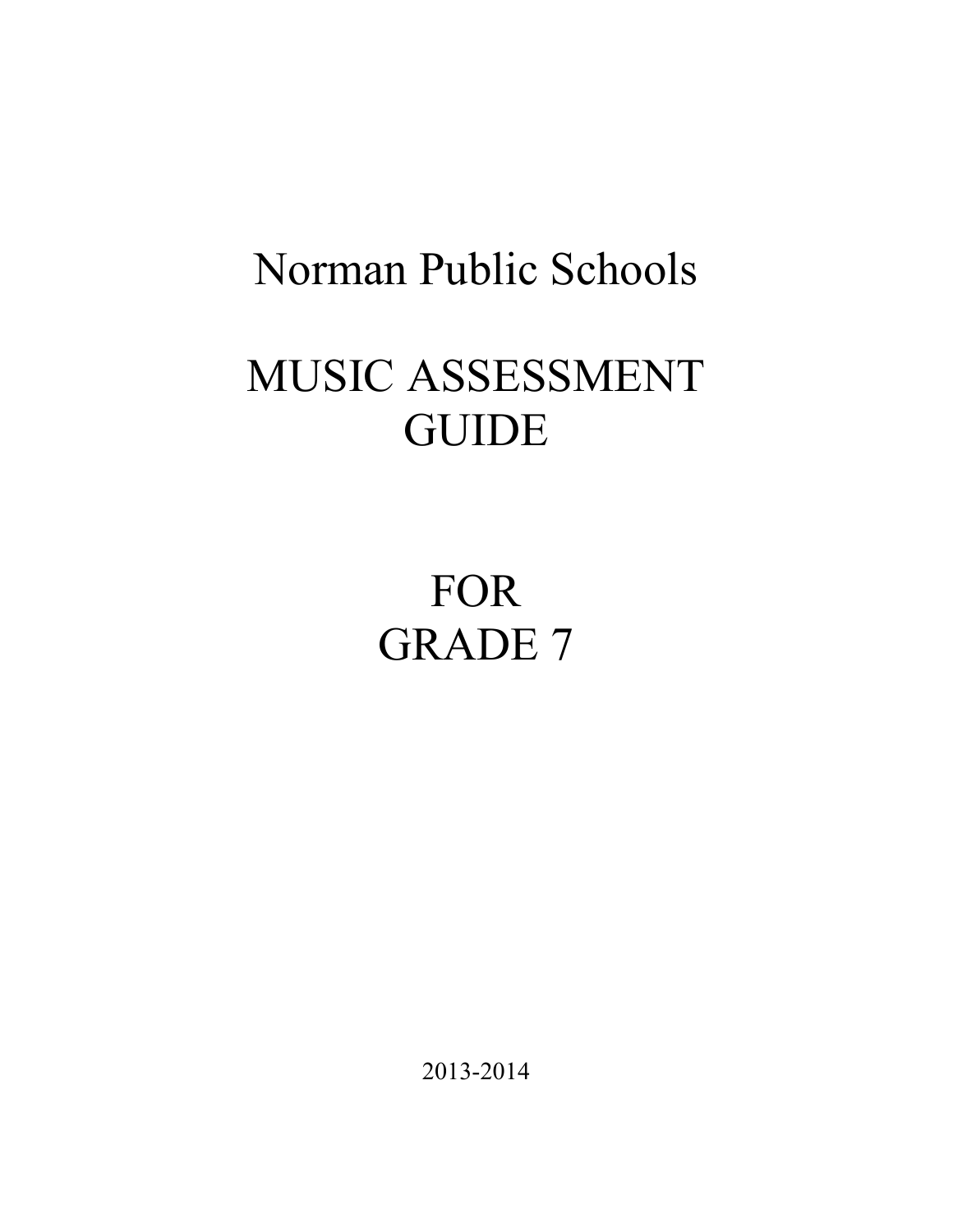# Norman Public Schools

# MUSIC ASSESSMENT GUIDE

# FOR GRADE 7

2013-2014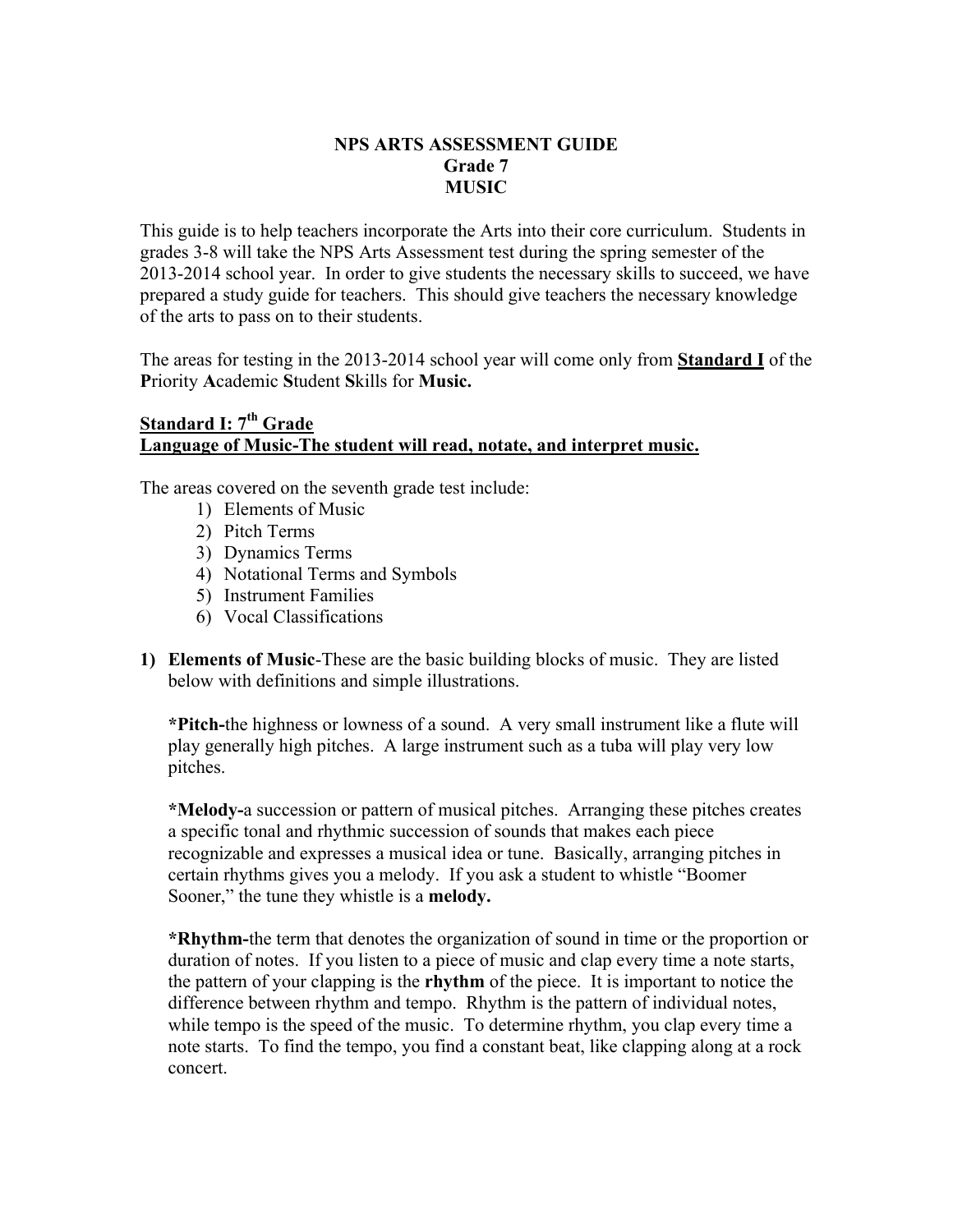**NPS ARTS ASSESSMENT GUIDE**
**Grade 7**
**MUSIC**

This guide is to help teachers incorporate the Arts into their core curriculum. Students in grades 3-8 will take the NPS Arts Assessment test during the spring semester of the 2013-2014 school year. In order to give students the necessary skills to succeed, we have prepared a study guide for teachers. This should give teachers the necessary knowledge of the arts to pass on to their students.

The areas for testing in the 2013-2014 school year will come only from **Standard I** of the **P**riority **A**cademic **S**tudent **S**kills for **Music.**

## Standard I: 7th Grade
## Language of Music-The student will read, notate, and interpret music.

The areas covered on the seventh grade test include:

1) Elements of Music
2) Pitch Terms
3) Dynamics Terms
4) Notational Terms and Symbols
5) Instrument Families
6) Vocal Classifications

1) **Elements of Music**-These are the basic building blocks of music. They are listed below with definitions and simple illustrations.

   ***Pitch-**the highness or lowness of a sound. A very small instrument like a flute will play generally high pitches. A large instrument such as a tuba will play very low pitches.

   ***Melody-**a succession or pattern of musical pitches. Arranging these pitches creates a specific tonal and rhythmic succession of sounds that makes each piece recognizable and expresses a musical idea or tune. Basically, arranging pitches in certain rhythms gives you a melody. If you ask a student to whistle "Boomer Sooner," the tune they whistle is a **melody.**

   ***Rhythm-**the term that denotes the organization of sound in time or the proportion or duration of notes. If you listen to a piece of music and clap every time a note starts, the pattern of your clapping is the **rhythm** of the piece. It is important to notice the difference between rhythm and tempo. Rhythm is the pattern of individual notes, while tempo is the speed of the music. To determine rhythm, you clap every time a note starts. To find the tempo, you find a constant beat, like clapping along at a rock concert.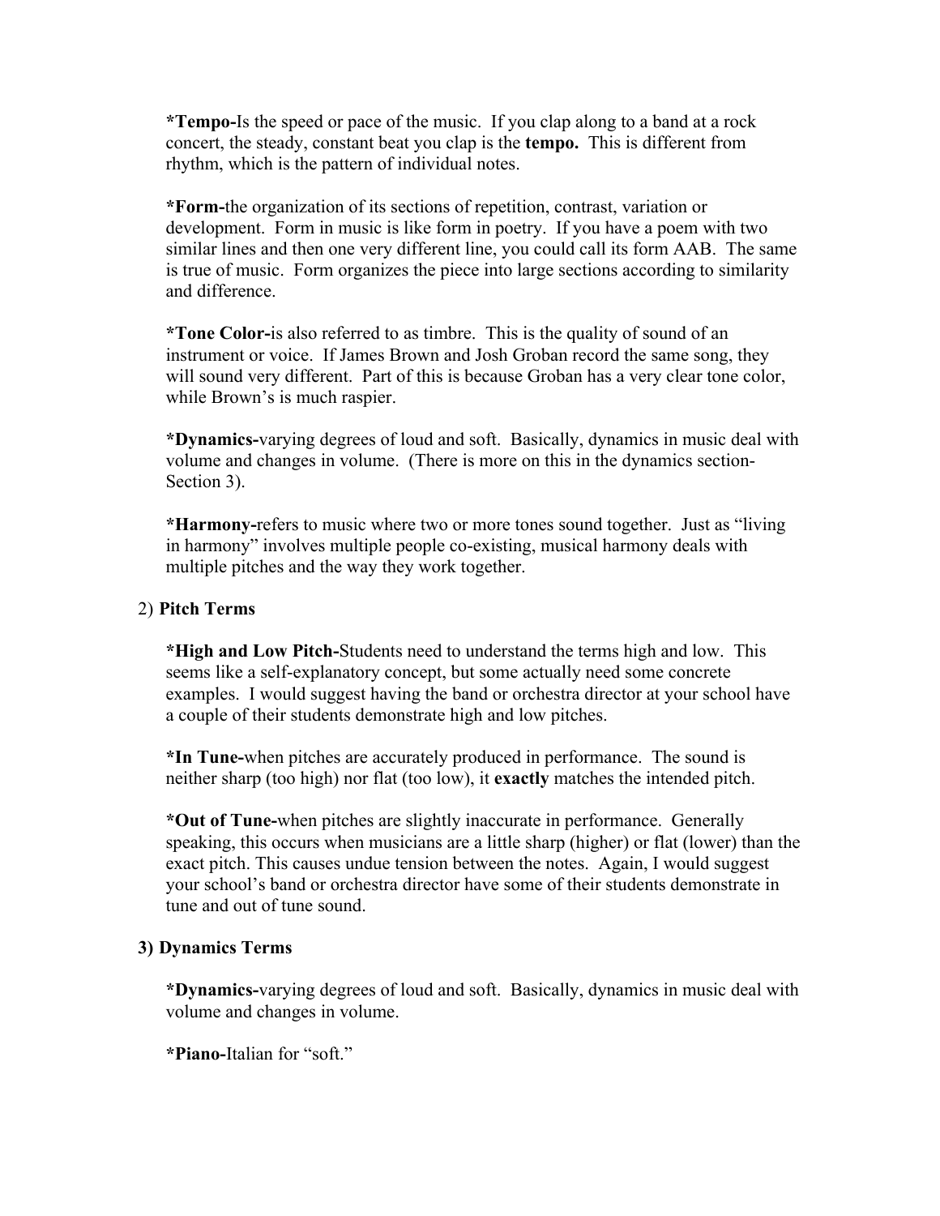**\*Tempo-**Is the speed or pace of the music. If you clap along to a band at a rock concert, the steady, constant beat you clap is the **tempo.** This is different from rhythm, which is the pattern of individual notes.

**\*Form-**the organization of its sections of repetition, contrast, variation or development. Form in music is like form in poetry. If you have a poem with two similar lines and then one very different line, you could call its form AAB. The same is true of music. Form organizes the piece into large sections according to similarity and difference.

**\*Tone Color-**is also referred to as timbre. This is the quality of sound of an instrument or voice. If James Brown and Josh Groban record the same song, they will sound very different. Part of this is because Groban has a very clear tone color, while Brown's is much raspier.

**\*Dynamics-**varying degrees of loud and soft. Basically, dynamics in music deal with volume and changes in volume. (There is more on this in the dynamics section- Section 3).

**\*Harmony-**refers to music where two or more tones sound together. Just as "living in harmony" involves multiple people co-existing, musical harmony deals with multiple pitches and the way they work together.

2) **Pitch Terms**

**\*High and Low Pitch-**Students need to understand the terms high and low. This seems like a self-explanatory concept, but some actually need some concrete examples. I would suggest having the band or orchestra director at your school have a couple of their students demonstrate high and low pitches.

**\*In Tune-**when pitches are accurately produced in performance. The sound is neither sharp (too high) nor flat (too low), it **exactly** matches the intended pitch.

**\*Out of Tune-**when pitches are slightly inaccurate in performance. Generally speaking, this occurs when musicians are a little sharp (higher) or flat (lower) than the exact pitch. This causes undue tension between the notes. Again, I would suggest your school's band or orchestra director have some of their students demonstrate in tune and out of tune sound.

**3) Dynamics Terms**

**\*Dynamics-**varying degrees of loud and soft. Basically, dynamics in music deal with volume and changes in volume.

**\*Piano-**Italian for "soft."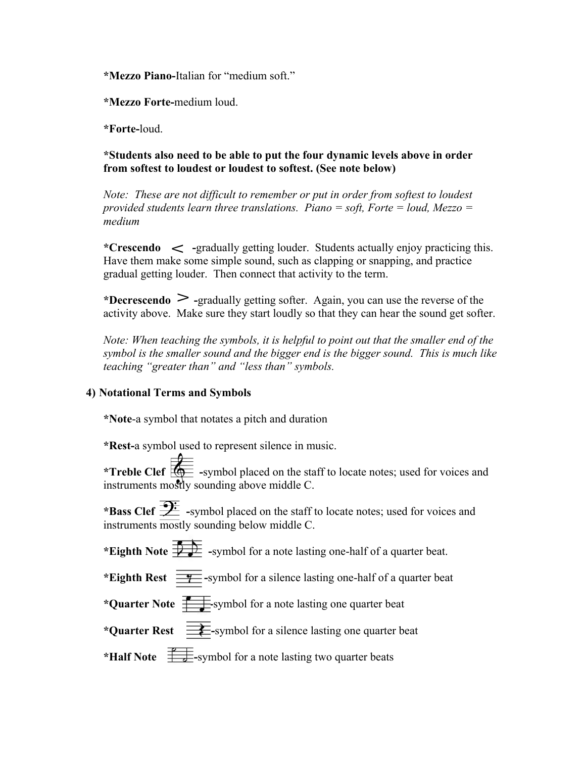**\*Mezzo Piano-**Italian for "medium soft."

**\*Mezzo Forte-**medium loud.

**\*Forte-**loud.

**\*Students also need to be able to put the four dynamic levels above in order from softest to loudest or loudest to softest. (See note below)**

*Note: These are not difficult to remember or put in order from softest to loudest provided students learn three translations. Piano = soft, Forte = loud, Mezzo = medium*

**\*Crescendo** < **-**gradually getting louder. Students actually enjoy practicing this. Have them make some simple sound, such as clapping or snapping, and practice gradual getting louder. Then connect that activity to the term.

**\*Decrescendo** > **-**gradually getting softer. Again, you can use the reverse of the activity above. Make sure they start loudly so that they can hear the sound get softer.

*Note: When teaching the symbols, it is helpful to point out that the smaller end of the symbol is the smaller sound and the bigger end is the bigger sound. This is much like teaching "greater than" and "less than" symbols.*

**4) Notational Terms and Symbols**

**\*Note**-a symbol that notates a pitch and duration

**\*Rest-**a symbol used to represent silence in music.

**\*Treble Clef** **-**symbol placed on the staff to locate notes; used for voices and instruments mostly sounding above middle C.

**\*Bass Clef** **-**symbol placed on the staff to locate notes; used for voices and instruments mostly sounding below middle C.

**\*Eighth Note** **-**symbol for a note lasting one-half of a quarter beat.

**\*Eighth Rest** **-**symbol for a silence lasting one-half of a quarter beat

**\*Quarter Note** **-**symbol for a note lasting one quarter beat

**\*Quarter Rest** **-**symbol for a silence lasting one quarter beat

**\*Half Note** **-**symbol for a note lasting two quarter beats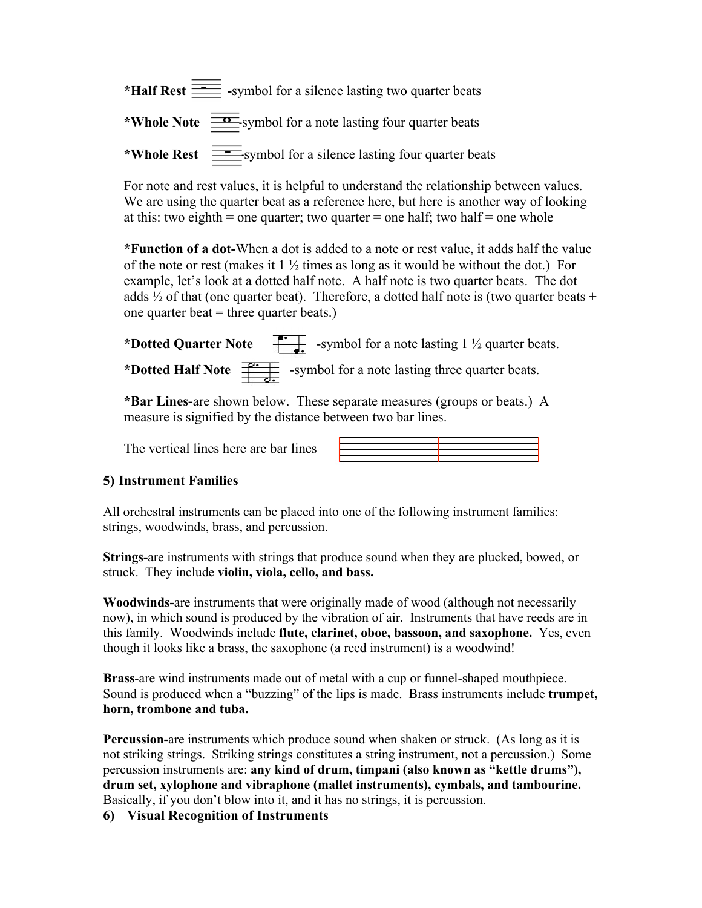***Half Rest** -symbol for a silence lasting two quarter beats

***Whole Note** -symbol for a note lasting four quarter beats

***Whole Rest** -symbol for a silence lasting four quarter beats

For note and rest values, it is helpful to understand the relationship between values. We are using the quarter beat as a reference here, but here is another way of looking at this: two eighth = one quarter; two quarter = one half; two half = one whole

***Function of a dot-**When a dot is added to a note or rest value, it adds half the value of the note or rest (makes it 1 ½ times as long as it would be without the dot.) For example, let's look at a dotted half note. A half note is two quarter beats. The dot adds ½ of that (one quarter beat). Therefore, a dotted half note is (two quarter beats + one quarter beat = three quarter beats.)

***Dotted Quarter Note** -symbol for a note lasting 1 ½ quarter beats.

***Dotted Half Note** -symbol for a note lasting three quarter beats.

***Bar Lines-**are shown below. These separate measures (groups or beats.) A measure is signified by the distance between two bar lines.

The vertical lines here are bar lines

### 5) Instrument Families

All orchestral instruments can be placed into one of the following instrument families: strings, woodwinds, brass, and percussion.

**Strings-**are instruments with strings that produce sound when they are plucked, bowed, or struck. They include **violin, viola, cello, and bass.**

**Woodwinds-**are instruments that were originally made of wood (although not necessarily now), in which sound is produced by the vibration of air. Instruments that have reeds are in this family. Woodwinds include **flute, clarinet, oboe, bassoon, and saxophone.** Yes, even though it looks like a brass, the saxophone (a reed instrument) is a woodwind!

**Brass**-are wind instruments made out of metal with a cup or funnel-shaped mouthpiece. Sound is produced when a "buzzing" of the lips is made. Brass instruments include **trumpet, horn, trombone and tuba.**

**Percussion-**are instruments which produce sound when shaken or struck. (As long as it is not striking strings. Striking strings constitutes a string instrument, not a percussion.) Some percussion instruments are: **any kind of drum, timpani (also known as "kettle drums"), drum set, xylophone and vibraphone (mallet instruments), cymbals, and tambourine.** Basically, if you don't blow into it, and it has no strings, it is percussion.

### 6) Visual Recognition of Instruments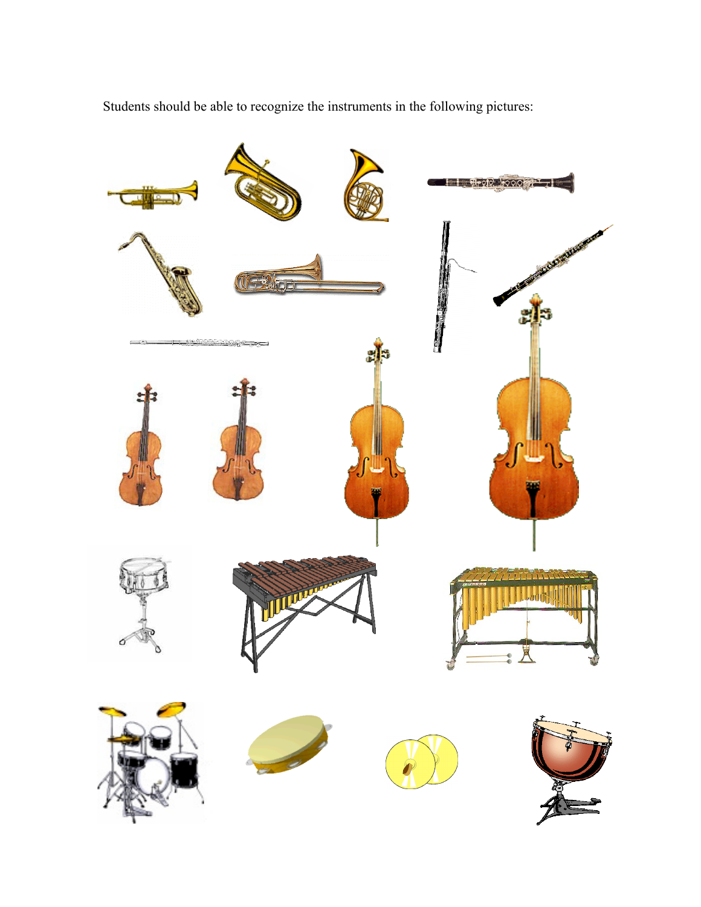Students should be able to recognize the instruments in the following pictures: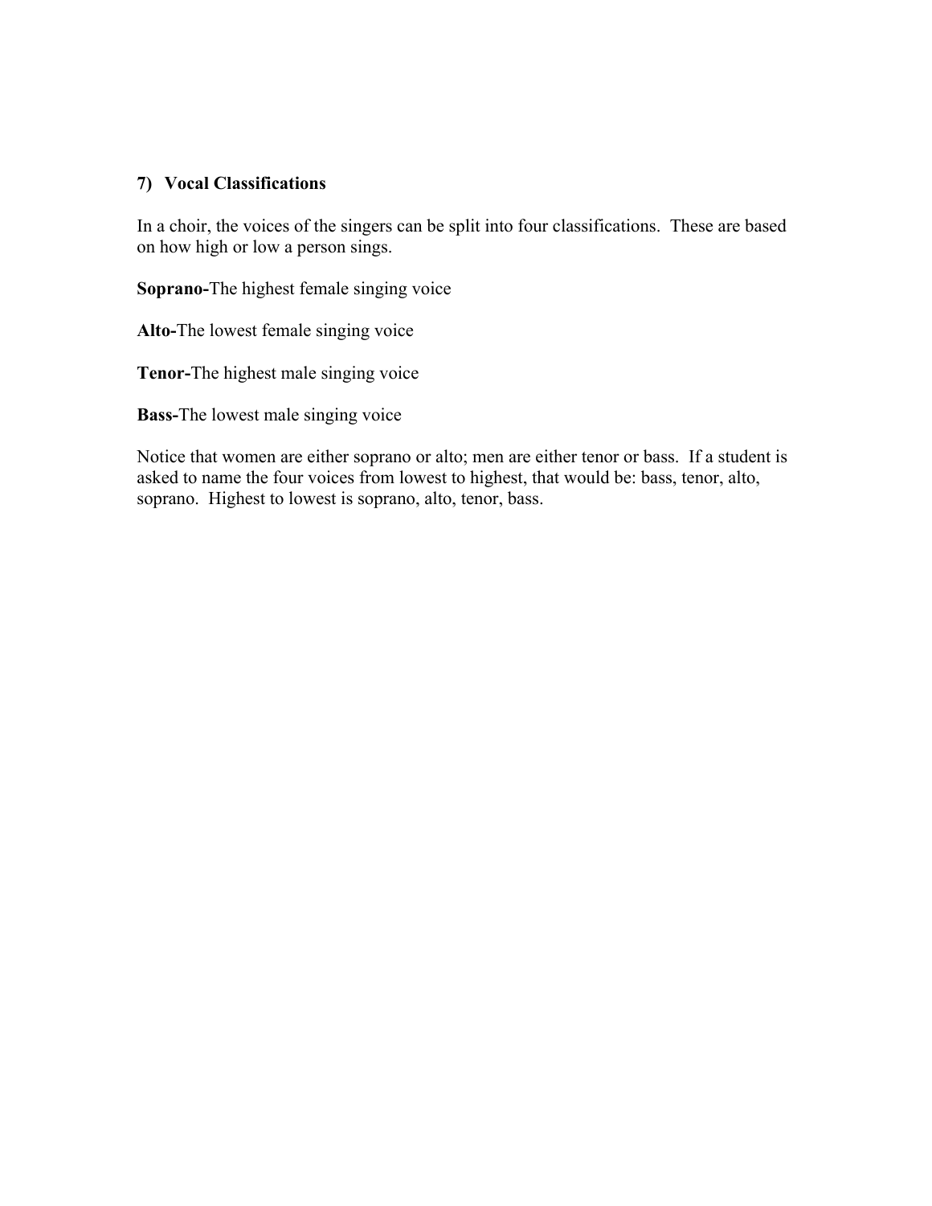## 7) Vocal Classifications

In a choir, the voices of the singers can be split into four classifications. These are based on how high or low a person sings.

**Soprano-**The highest female singing voice

**Alto-**The lowest female singing voice

**Tenor-**The highest male singing voice

**Bass-**The lowest male singing voice

Notice that women are either soprano or alto; men are either tenor or bass. If a student is asked to name the four voices from lowest to highest, that would be: bass, tenor, alto, soprano. Highest to lowest is soprano, alto, tenor, bass.